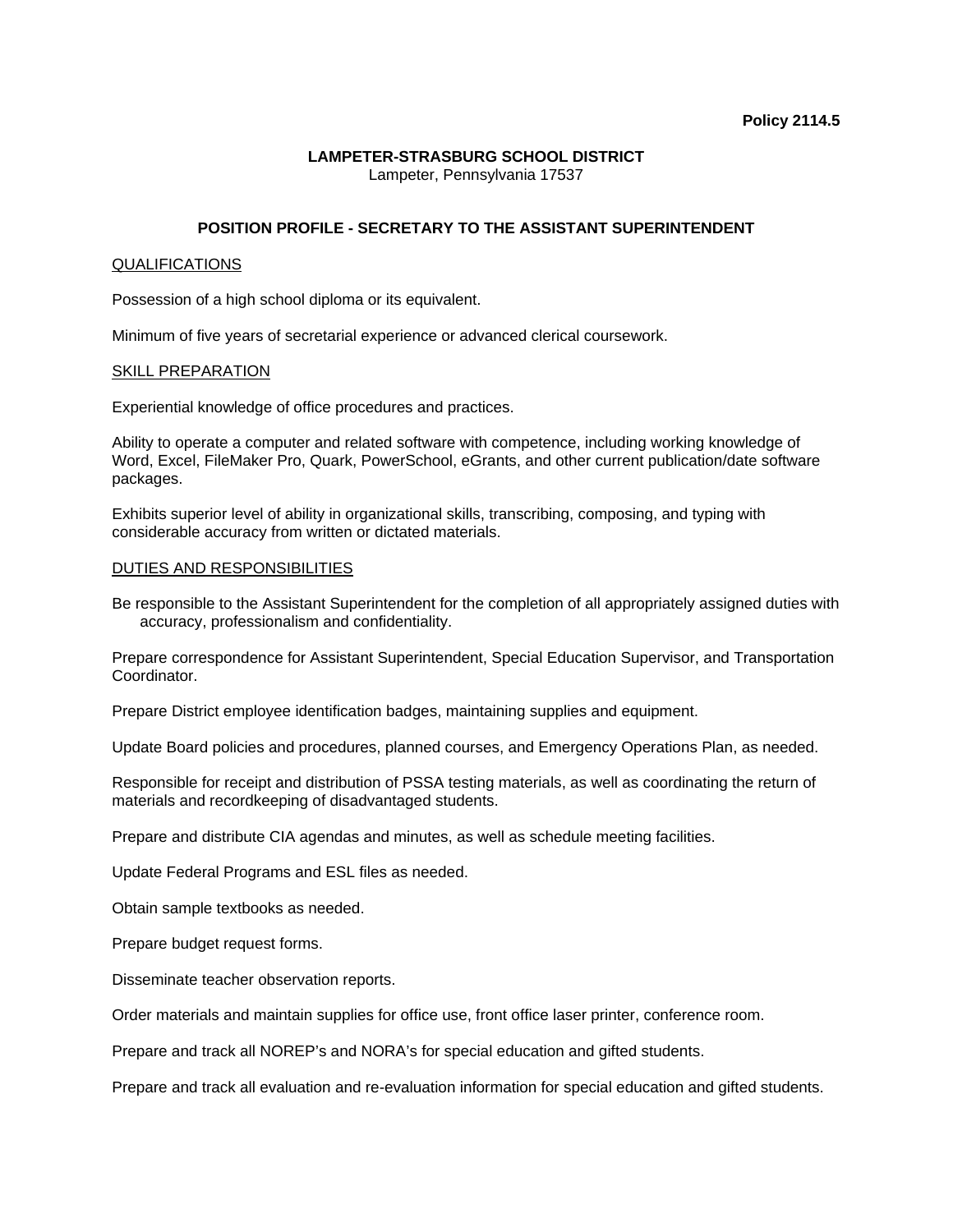**Policy 2114.5**

**LAMPETER-STRASBURG SCHOOL DISTRICT**
Lampeter, Pennsylvania 17537

## POSITION PROFILE - SECRETARY TO THE ASSISTANT SUPERINTENDENT

QUALIFICATIONS

Possession of a high school diploma or its equivalent.

Minimum of five years of secretarial experience or advanced clerical coursework.

SKILL PREPARATION

Experiential knowledge of office procedures and practices.

Ability to operate a computer and related software with competence, including working knowledge of Word, Excel, FileMaker Pro, Quark, PowerSchool, eGrants, and other current publication/date software packages.

Exhibits superior level of ability in organizational skills, transcribing, composing, and typing with considerable accuracy from written or dictated materials.

DUTIES AND RESPONSIBILITIES

Be responsible to the Assistant Superintendent for the completion of all appropriately assigned duties with accuracy, professionalism and confidentiality.

Prepare correspondence for Assistant Superintendent, Special Education Supervisor, and Transportation Coordinator.

Prepare District employee identification badges, maintaining supplies and equipment.

Update Board policies and procedures, planned courses, and Emergency Operations Plan, as needed.

Responsible for receipt and distribution of PSSA testing materials, as well as coordinating the return of materials and recordkeeping of disadvantaged students.

Prepare and distribute CIA agendas and minutes, as well as schedule meeting facilities.

Update Federal Programs and ESL files as needed.

Obtain sample textbooks as needed.

Prepare budget request forms.

Disseminate teacher observation reports.

Order materials and maintain supplies for office use, front office laser printer, conference room.

Prepare and track all NOREP's and NORA's for special education and gifted students.

Prepare and track all evaluation and re-evaluation information for special education and gifted students.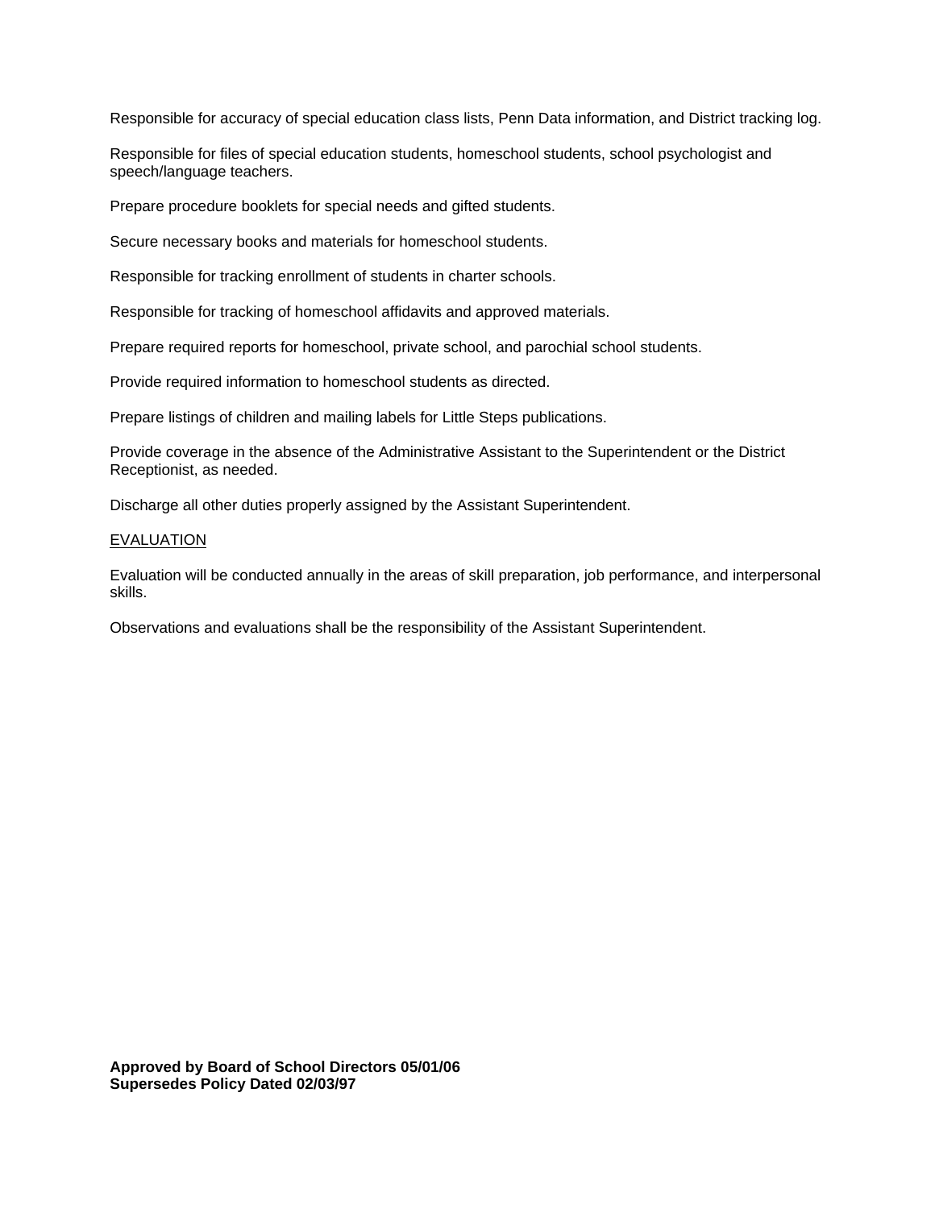Responsible for accuracy of special education class lists, Penn Data information, and District tracking log.

Responsible for files of special education students, homeschool students, school psychologist and speech/language teachers.

Prepare procedure booklets for special needs and gifted students.

Secure necessary books and materials for homeschool students.

Responsible for tracking enrollment of students in charter schools.

Responsible for tracking of homeschool affidavits and approved materials.

Prepare required reports for homeschool, private school, and parochial school students.

Provide required information to homeschool students as directed.

Prepare listings of children and mailing labels for Little Steps publications.

Provide coverage in the absence of the Administrative Assistant to the Superintendent or the District Receptionist, as needed.

Discharge all other duties properly assigned by the Assistant Superintendent.

<u>EVALUATION</u>

Evaluation will be conducted annually in the areas of skill preparation, job performance, and interpersonal skills.

Observations and evaluations shall be the responsibility of the Assistant Superintendent.

**Approved by Board of School Directors 05/01/06**
**Supersedes Policy Dated 02/03/97**